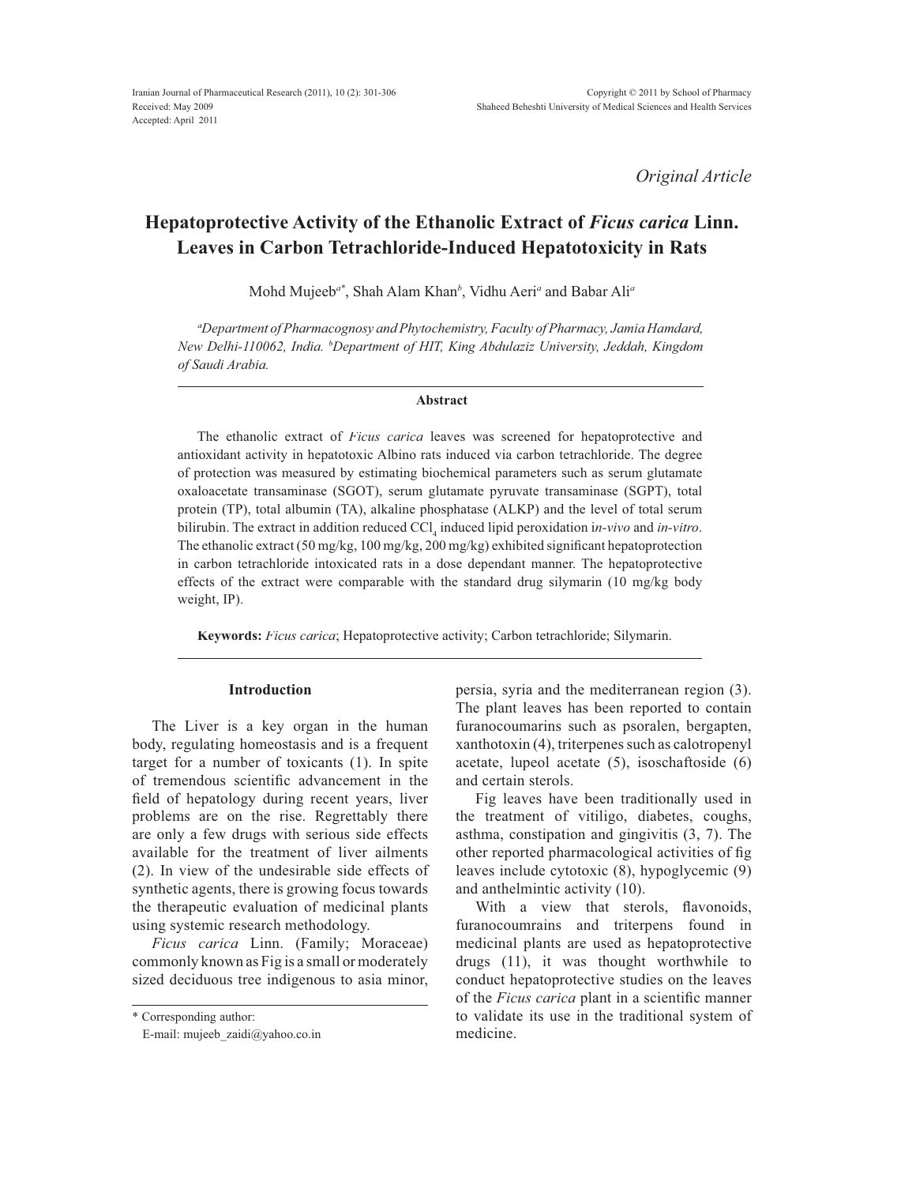*Original Article*

# Hepatoprotective Activity of the Ethanolic Extract of *Ficus carica* Linn. Leaves in Carbon Tetrachloride-Induced Hepatotoxicity in Rats

Mohd Mujeeb[a*], Shah Alam Khan[b], Vidhu Aeri[a] and Babar Ali[a]

[a]*Department of Pharmacognosy and Phytochemistry, Faculty of Pharmacy, Jamia Hamdard, New Delhi-110062, India.* [b]*Department of HIT, King Abdulaziz University, Jeddah, Kingdom of Saudi Arabia.*

### Abstract

The ethanolic extract of *Ficus carica* leaves was screened for hepatoprotective and antioxidant activity in hepatotoxic Albino rats induced via carbon tetrachloride. The degree of protection was measured by estimating biochemical parameters such as serum glutamate oxaloacetate transaminase (SGOT), serum glutamate pyruvate transaminase (SGPT), total protein (TP), total albumin (TA), alkaline phosphatase (ALKP) and the level of total serum bilirubin. The extract in addition reduced $CCl_4$ induced lipid peroxidation i*n-vivo* and *in-vitro*. The ethanolic extract (50 mg/kg, 100 mg/kg, 200 mg/kg) exhibited significant hepatoprotection in carbon tetrachloride intoxicated rats in a dose dependant manner. The hepatoprotective effects of the extract were comparable with the standard drug silymarin (10 mg/kg body weight, IP).

**Keywords:** *Ficus carica*; Hepatoprotective activity; Carbon tetrachloride; Silymarin.

## Introduction

The Liver is a key organ in the human body, regulating homeostasis and is a frequent target for a number of toxicants (1). In spite of tremendous scientific advancement in the field of hepatology during recent years, liver problems are on the rise. Regrettably there are only a few drugs with serious side effects available for the treatment of liver ailments (2). In view of the undesirable side effects of synthetic agents, there is growing focus towards the therapeutic evaluation of medicinal plants using systemic research methodology.

*Ficus carica* Linn. (Family; Moraceae) commonly known as Fig is a small or moderately sized deciduous tree indigenous to asia minor, persia, syria and the mediterranean region (3). The plant leaves has been reported to contain furanocoumarins such as psoralen, bergapten, xanthotoxin (4), triterpenes such as calotropenyl acetate, lupeol acetate (5), isoschaftoside (6) and certain sterols.

Fig leaves have been traditionally used in the treatment of vitiligo, diabetes, coughs, asthma, constipation and gingivitis (3, 7). The other reported pharmacological activities of fig leaves include cytotoxic (8), hypoglycemic (9) and anthelmintic activity (10).

With a view that sterols, flavonoids, furanocoumrains and triterpens found in medicinal plants are used as hepatoprotective drugs (11), it was thought worthwhile to conduct hepatoprotective studies on the leaves of the *Ficus carica* plant in a scientific manner to validate its use in the traditional system of medicine.

\* Corresponding author:
E-mail: mujeeb_zaidi@yahoo.co.in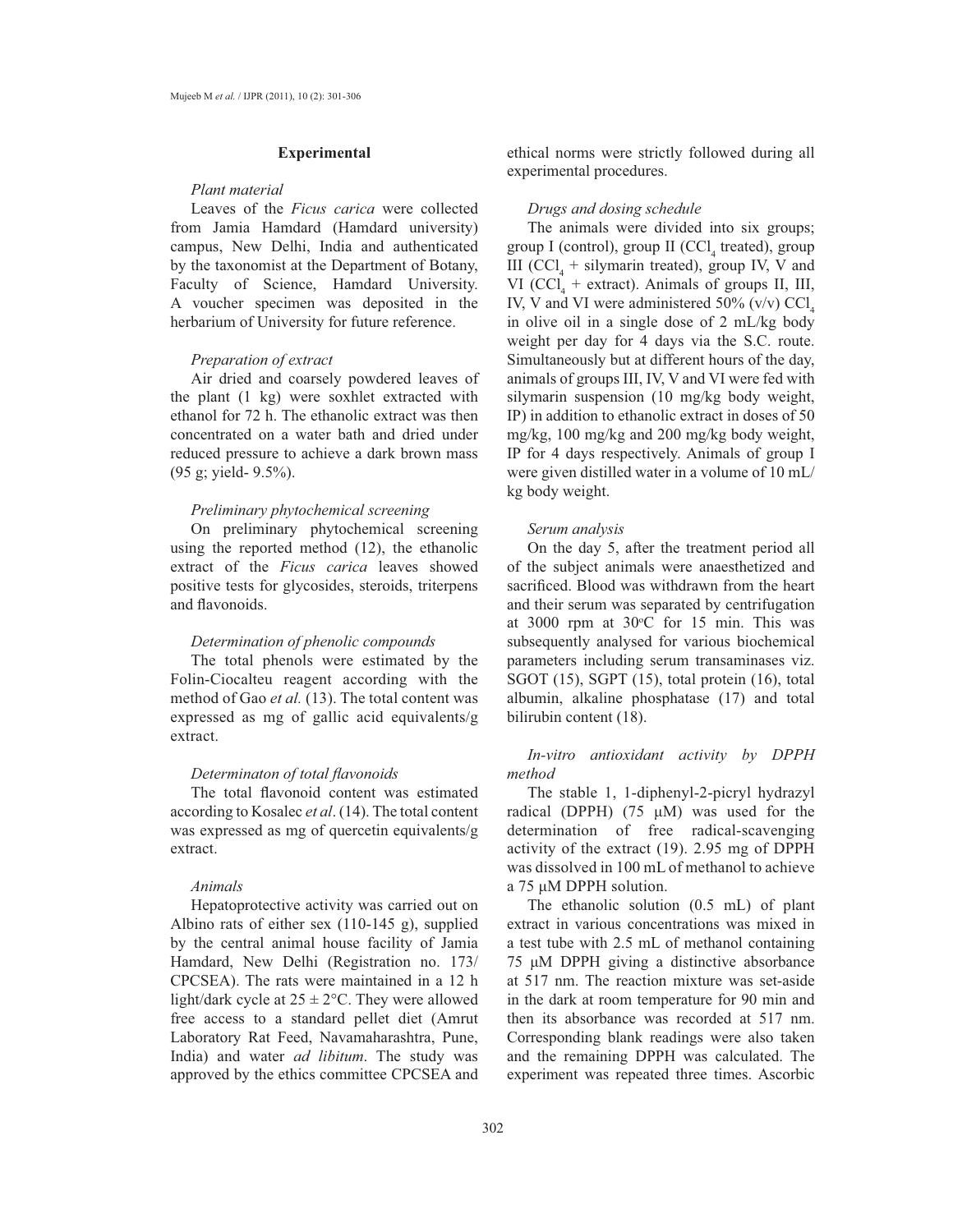## Experimental

### *Plant material*

Leaves of the *Ficus carica* were collected from Jamia Hamdard (Hamdard university) campus, New Delhi, India and authenticated by the taxonomist at the Department of Botany, Faculty of Science, Hamdard University. A voucher specimen was deposited in the herbarium of University for future reference.

### *Preparation of extract*

Air dried and coarsely powdered leaves of the plant (1 kg) were soxhlet extracted with ethanol for 72 h. The ethanolic extract was then concentrated on a water bath and dried under reduced pressure to achieve a dark brown mass (95 g; yield- 9.5%).

### *Preliminary phytochemical screening*

On preliminary phytochemical screening using the reported method (12), the ethanolic extract of the *Ficus carica* leaves showed positive tests for glycosides, steroids, triterpens and flavonoids.

### *Determination of phenolic compounds*

The total phenols were estimated by the Folin-Ciocalteu reagent according with the method of Gao *et al.* (13). The total content was expressed as mg of gallic acid equivalents/g extract.

### *Determinaton of total flavonoids*

The total flavonoid content was estimated according to Kosalec *et al*. (14). The total content was expressed as mg of quercetin equivalents/g extract.

### *Animals*

Hepatoprotective activity was carried out on Albino rats of either sex (110-145 g), supplied by the central animal house facility of Jamia Hamdard, New Delhi (Registration no. 173/CPCSEA). The rats were maintained in a 12 h light/dark cycle at $25 \pm 2$°C. They were allowed free access to a standard pellet diet (Amrut Laboratory Rat Feed, Navamaharashtra, Pune, India) and water *ad libitum*. The study was approved by the ethics committee CPCSEA and ethical norms were strictly followed during all experimental procedures.

### *Drugs and dosing schedule*

The animals were divided into six groups; group I (control), group II ($CCl_4$ treated), group III ($CCl_4$ + silymarin treated), group IV, V and VI ($CCl_4$ + extract). Animals of groups II, III, IV, V and VI were administered 50% (v/v) $CCl_4$ in olive oil in a single dose of 2 mL/kg body weight per day for 4 days via the S.C. route. Simultaneously but at different hours of the day, animals of groups III, IV, V and VI were fed with silymarin suspension (10 mg/kg body weight, IP) in addition to ethanolic extract in doses of 50 mg/kg, 100 mg/kg and 200 mg/kg body weight, IP for 4 days respectively. Animals of group I were given distilled water in a volume of 10 mL/kg body weight.

### *Serum analysis*

On the day 5, after the treatment period all of the subject animals were anaesthetized and sacrificed. Blood was withdrawn from the heart and their serum was separated by centrifugation at 3000 rpm at 30°C for 15 min. This was subsequently analysed for various biochemical parameters including serum transaminases viz. SGOT (15), SGPT (15), total protein (16), total albumin, alkaline phosphatase (17) and total bilirubin content (18).

### *In-vitro antioxidant activity by DPPH method*

The stable 1, 1-diphenyl-2-picryl hydrazyl radical (DPPH) (75 μM) was used for the determination of free radical-scavenging activity of the extract (19). 2.95 mg of DPPH was dissolved in 100 mL of methanol to achieve a 75 μM DPPH solution.

The ethanolic solution (0.5 mL) of plant extract in various concentrations was mixed in a test tube with 2.5 mL of methanol containing 75 μM DPPH giving a distinctive absorbance at 517 nm. The reaction mixture was set-aside in the dark at room temperature for 90 min and then its absorbance was recorded at 517 nm. Corresponding blank readings were also taken and the remaining DPPH was calculated. The experiment was repeated three times. Ascorbic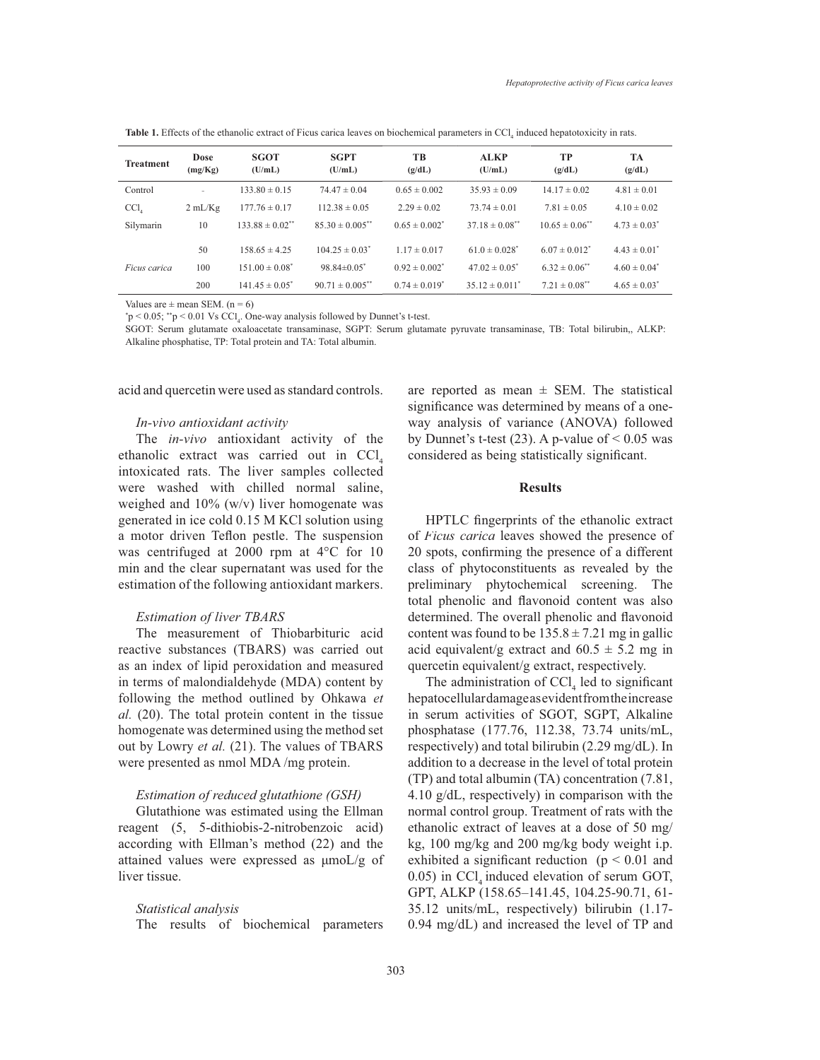**Table 1.** Effects of the ethanolic extract of Ficus carica leaves on biochemical parameters in $CCl_4$ induced hepatotoxicity in rats.

| Treatment | Dose (mg/Kg) | SGOT (U/mL) | SGPT (U/mL) | TB (g/dL) | ALKP (U/mL) | TP (g/dL) | TA (g/dL) |
|---|---|---|---|---|---|---|---|
| Control | - | 133.80 ± 0.15 | 74.47 ± 0.04 | 0.65 ± 0.002 | 35.93 ± 0.09 | 14.17 ± 0.02 | 4.81 ± 0.01 |
| $CCl_4$ | 2 mL/Kg | 177.76 ± 0.17 | 112.38 ± 0.05 | 2.29 ± 0.02 | 73.74 ± 0.01 | 7.81 ± 0.05 | 4.10 ± 0.02 |
| Silymarin | 10 | 133.88 ± 0.02** | 85.30 ± 0.005** | 0.65 ± 0.002* | 37.18 ± 0.08** | 10.65 ± 0.06** | 4.73 ± 0.03* |
| | 50 | 158.65 ± 4.25 | 104.25 ± 0.03* | 1.17 ± 0.017 | 61.0 ± 0.028* | 6.07 ± 0.012* | 4.43 ± 0.01* |
| *Ficus carica* | 100 | 151.00 ± 0.08* | 98.84±0.05* | 0.92 ± 0.002* | 47.02 ± 0.05* | 6.32 ± 0.06** | 4.60 ± 0.04* |
| | 200 | 141.45 ± 0.05* | 90.71 ± 0.005** | 0.74 ± 0.019* | 35.12 ± 0.011* | 7.21 ± 0.08** | 4.65 ± 0.03* |

Values are ± mean SEM. (n = 6)

*$p < 0.05$; **$p < 0.01$ Vs $CCl_4$. One-way analysis followed by Dunnet's t-test.

SGOT: Serum glutamate oxaloacetate transaminase, SGPT: Serum glutamate pyruvate transaminase, TB: Total bilirubin,, ALKP: Alkaline phosphatise, TP: Total protein and TA: Total albumin.

acid and quercetin were used as standard controls.

*In-vivo antioxidant activity*

The *in-vivo* antioxidant activity of the ethanolic extract was carried out in $CCl_4$ intoxicated rats. The liver samples collected were washed with chilled normal saline, weighed and 10% (w/v) liver homogenate was generated in ice cold 0.15 M KCl solution using a motor driven Teflon pestle. The suspension was centrifuged at 2000 rpm at 4°C for 10 min and the clear supernatant was used for the estimation of the following antioxidant markers.

*Estimation of liver TBARS*

The measurement of Thiobarbituric acid reactive substances (TBARS) was carried out as an index of lipid peroxidation and measured in terms of malondialdehyde (MDA) content by following the method outlined by Ohkawa *et al.* (20). The total protein content in the tissue homogenate was determined using the method set out by Lowry *et al.* (21). The values of TBARS were presented as nmol MDA /mg protein.

*Estimation of reduced glutathione (GSH)*

Glutathione was estimated using the Ellman reagent (5, 5-dithiobis-2-nitrobenzoic acid) according with Ellman's method (22) and the attained values were expressed as μmoL/g of liver tissue.

*Statistical analysis*

The results of biochemical parameters are reported as mean ± SEM. The statistical significance was determined by means of a one-way analysis of variance (ANOVA) followed by Dunnet's t-test (23). A p-value of < 0.05 was considered as being statistically significant.

## Results

HPTLC fingerprints of the ethanolic extract of *Ficus carica* leaves showed the presence of 20 spots, confirming the presence of a different class of phytoconstituents as revealed by the preliminary phytochemical screening. The total phenolic and flavonoid content was also determined. The overall phenolic and flavonoid content was found to be 135.8 ± 7.21 mg in gallic acid equivalent/g extract and 60.5 ± 5.2 mg in quercetin equivalent/g extract, respectively.

The administration of $CCl_4$ led to significant hepatocellular damage as evident from the increase in serum activities of SGOT, SGPT, Alkaline phosphatase (177.76, 112.38, 73.74 units/mL, respectively) and total bilirubin (2.29 mg/dL). In addition to a decrease in the level of total protein (TP) and total albumin (TA) concentration (7.81, 4.10 g/dL, respectively) in comparison with the normal control group. Treatment of rats with the ethanolic extract of leaves at a dose of 50 mg/kg, 100 mg/kg and 200 mg/kg body weight i.p. exhibited a significant reduction ($p < 0.01$ and 0.05) in $CCl_4$ induced elevation of serum GOT, GPT, ALKP (158.65–141.45, 104.25-90.71, 61-35.12 units/mL, respectively) bilirubin (1.17-0.94 mg/dL) and increased the level of TP and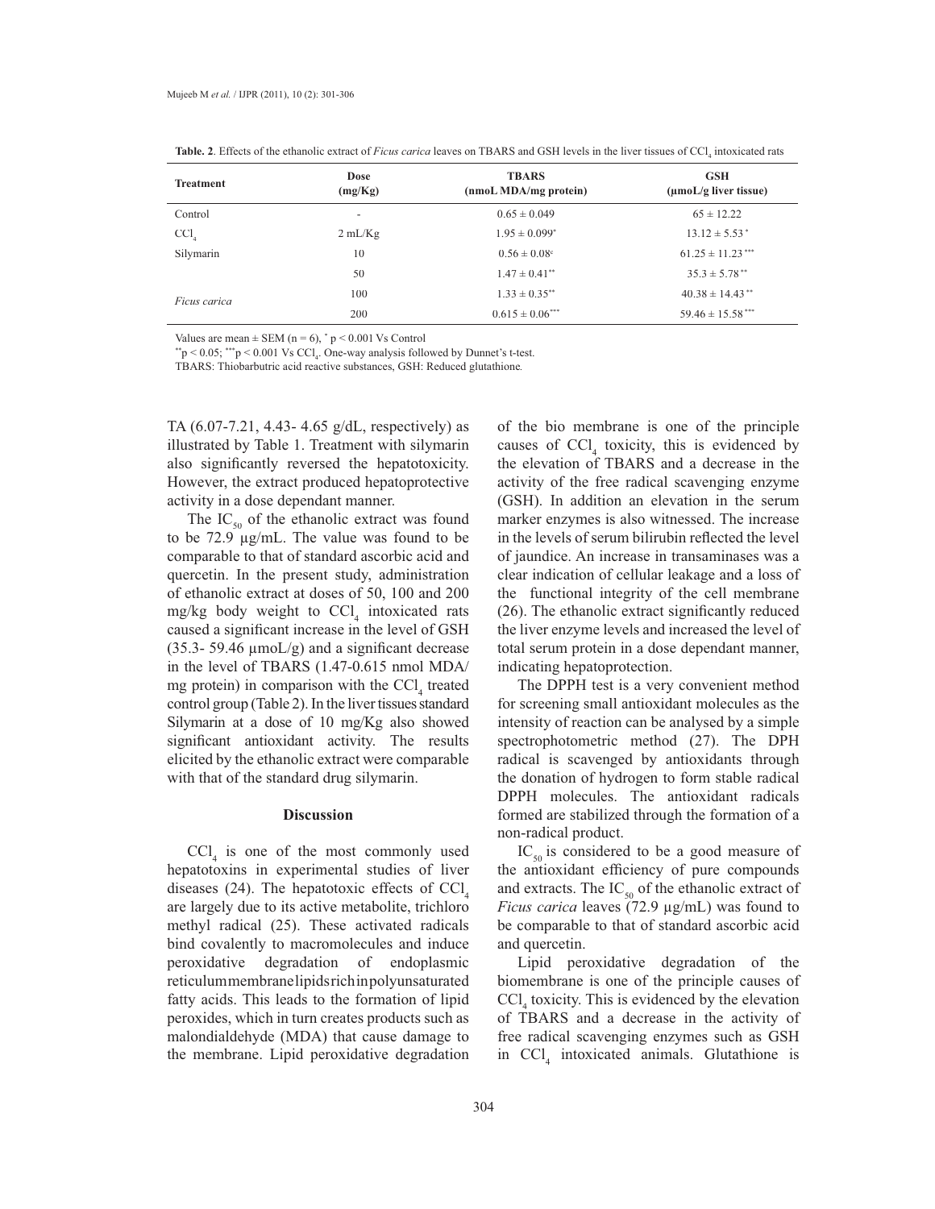**Table. 2**. Effects of the ethanolic extract of *Ficus carica* leaves on TBARS and GSH levels in the liver tissues of $CCl_4$ intoxicated rats

| Treatment | Dose (mg/Kg) | TBARS (nmoL MDA/mg protein) | GSH (µmoL/g liver tissue) |
|---|---|---|---|
| Control | - | 0.65 ± 0.049 | 65 ± 12.22 |
| $CCl_4$ | 2 mL/Kg | 1.95 ± 0.099[*] | 13.12 ± 5.53[*] |
| Silymarin | 10 | 0.56 ± 0.08[c] | 61.25 ± 11.23[***] |
| *Ficus carica* | 50 | 1.47 ± 0.41[**] | 35.3 ± 5.78[**] |
| | 100 | 1.33 ± 0.35[**] | 40.38 ± 14.43[**] |
| | 200 | 0.615 ± 0.06[***] | 59.46 ± 15.58[***] |

Values are mean ± SEM (n = 6), [*] $p < 0.001$ Vs Control

[**]$p < 0.05$; [***]$p < 0.001$ Vs $CCl_4$. One-way analysis followed by Dunnet's t-test.

TBARS: Thiobarbutric acid reactive substances, GSH: Reduced glutathione.

TA (6.07-7.21, 4.43- 4.65 g/dL, respectively) as illustrated by Table 1. Treatment with silymarin also significantly reversed the hepatotoxicity. However, the extract produced hepatoprotective activity in a dose dependant manner.

The $IC_{50}$ of the ethanolic extract was found to be 72.9 µg/mL. The value was found to be comparable to that of standard ascorbic acid and quercetin. In the present study, administration of ethanolic extract at doses of 50, 100 and 200 mg/kg body weight to $CCl_4$ intoxicated rats caused a significant increase in the level of GSH (35.3- 59.46 µmoL/g) and a significant decrease in the level of TBARS (1.47-0.615 nmol MDA/mg protein) in comparison with the $CCl_4$ treated control group (Table 2). In the liver tissues standard Silymarin at a dose of 10 mg/Kg also showed significant antioxidant activity. The results elicited by the ethanolic extract were comparable with that of the standard drug silymarin.

## Discussion

$CCl_4$ is one of the most commonly used hepatotoxins in experimental studies of liver diseases (24). The hepatotoxic effects of $CCl_4$ are largely due to its active metabolite, trichloro methyl radical (25). These activated radicals bind covalently to macromolecules and induce peroxidative degradation of endoplasmic reticulum membrane lipids rich in polyunsaturated fatty acids. This leads to the formation of lipid peroxides, which in turn creates products such as malondialdehyde (MDA) that cause damage to the membrane. Lipid peroxidative degradation of the bio membrane is one of the principle causes of $CCl_4$ toxicity, this is evidenced by the elevation of TBARS and a decrease in the activity of the free radical scavenging enzyme (GSH). In addition an elevation in the serum marker enzymes is also witnessed. The increase in the levels of serum bilirubin reflected the level of jaundice. An increase in transaminases was a clear indication of cellular leakage and a loss of the functional integrity of the cell membrane (26). The ethanolic extract significantly reduced the liver enzyme levels and increased the level of total serum protein in a dose dependant manner, indicating hepatoprotection.

The DPPH test is a very convenient method for screening small antioxidant molecules as the intensity of reaction can be analysed by a simple spectrophotometric method (27). The DPH radical is scavenged by antioxidants through the donation of hydrogen to form stable radical DPPH molecules. The antioxidant radicals formed are stabilized through the formation of a non-radical product.

$IC_{50}$ is considered to be a good measure of the antioxidant efficiency of pure compounds and extracts. The $IC_{50}$ of the ethanolic extract of *Ficus carica* leaves (72.9 µg/mL) was found to be comparable to that of standard ascorbic acid and quercetin.

Lipid peroxidative degradation of the biomembrane is one of the principle causes of $CCl_4$ toxicity. This is evidenced by the elevation of TBARS and a decrease in the activity of free radical scavenging enzymes such as GSH in $CCl_4$ intoxicated animals. Glutathione is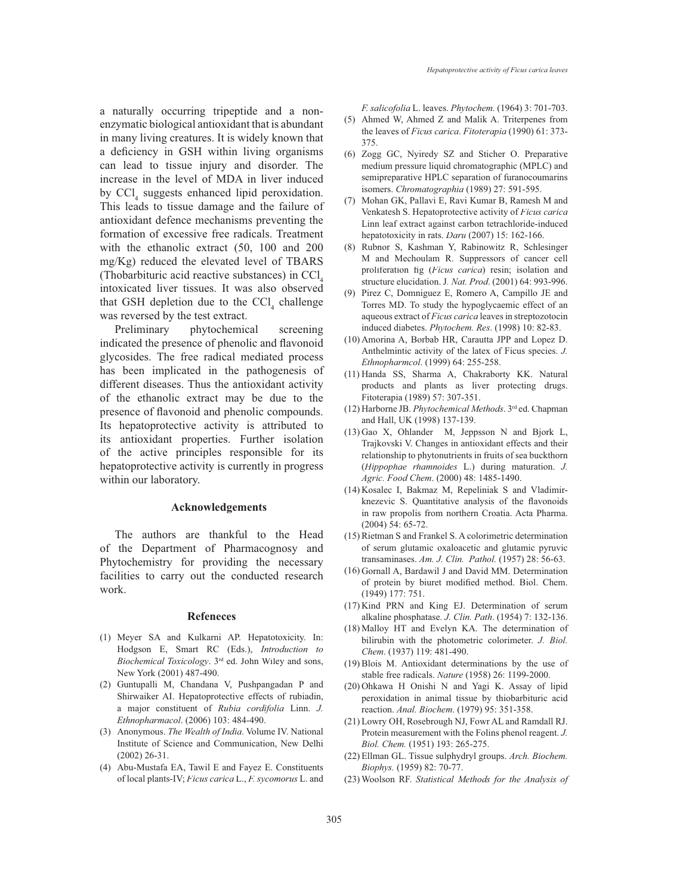a naturally occurring tripeptide and a non-enzymatic biological antioxidant that is abundant in many living creatures. It is widely known that a deficiency in GSH within living organisms can lead to tissue injury and disorder. The increase in the level of MDA in liver induced by $CCl_4$ suggests enhanced lipid peroxidation. This leads to tissue damage and the failure of antioxidant defence mechanisms preventing the formation of excessive free radicals. Treatment with the ethanolic extract (50, 100 and 200 mg/Kg) reduced the elevated level of TBARS (Thobarbituric acid reactive substances) in $CCl_4$ intoxicated liver tissues. It was also observed that GSH depletion due to the $CCl_4$ challenge was reversed by the test extract.

Preliminary phytochemical screening indicated the presence of phenolic and flavonoid glycosides. The free radical mediated process has been implicated in the pathogenesis of different diseases. Thus the antioxidant activity of the ethanolic extract may be due to the presence of flavonoid and phenolic compounds. Its hepatoprotective activity is attributed to its antioxidant properties. Further isolation of the active principles responsible for its hepatoprotective activity is currently in progress within our laboratory.

## Acknowledgements

The authors are thankful to the Head of the Department of Pharmacognosy and Phytochemistry for providing the necessary facilities to carry out the conducted research work.

## Refeneces

(1) Meyer SA and Kulkarni AP. Hepatotoxicity. In: Hodgson E, Smart RC (Eds.), *Introduction to Biochemical Toxicology*. 3rd ed. John Wıley and sons, New York (2001) 487-490.

(2) Guntupalli M, Chandana V, Pushpangadan P and Shirwaiker AI. Hepatoprotective effects of rubiadin, a major constituent of *Rubia cordifolia* Linn. *J. Ethnopharmacol*. (2006) 103: 484-490.

(3) Anonymous. *The Wealth of India*. Volume IV. National Institute of Science and Communication, New Delhi (2002) 26-31.

(4) Abu-Mustafa EA, Tawil E and Fayez E. Constituents of local plants-IV; *Ficus carica* L., *F. sycomorus* L. and *F. salicofolia* L. leaves. *Phytochem.* (1964) 3: 701-703.

(5) Ahmed W, Ahmed Z and Malik A. Triterpenes from the leaves of *Ficus carica*. *Fitoterapia* (1990) 61: 373-375.

(6) Zogg GC, Nyiredy SZ and Sticher O. Preparative medium pressure liquid chromatographic (MPLC) and semipreparative HPLC separation of furanocoumarins isomers. *Chromatographia* (1989) 27: 591-595.

(7) Mohan GK, Pallavi E, Ravi Kumar B, Ramesh M and Venkatesh S. Hepatoprotective activity of *Ficus carica* Linn leaf extract against carbon tetrachloride-induced hepatotoxicity in rats. *Daru* (2007) 15: 162-166.

(8) Rubnor S, Kashman Y, Rabinowitz R, Schlesinger M and Mechoulam R. Suppressors of cancer cell proliferation fig (*Ficus carica*) resin; isolation and structure elucidation. J*. Nat. Prod*. (2001) 64: 993-996.

(9) Pirez C, Domniguez E, Romero A, Campillo JE and Torres MD. To study the hypoglycaemic effect of an aqueous extract of *Ficus carica* leaves in streptozotocin induced diabetes. *Phytochem. Res*. (1998) 10: 82-83.

(10) Amorina A, Borbab HR, Carautta JPP and Lopez D. Anthelmintic activity of the latex of Ficus species. *J. Ethnopharmcol*. (1999) 64: 255-258.

(11) Handa SS, Sharma A, Chakraborty KK. Natural products and plants as liver protecting drugs. Fitoterapia (1989) 57: 307-351.

(12) Harborne JB. *Phytochemical Methods*. 3rd ed. Chapman and Hall, UK (1998) 137-139.

(13) Gao X, Ohlander M, Jeppsson N and Bjork L, Trajkovski V. Changes in antioxidant effects and their relationship to phytonutrients in fruits of sea buckthorn (*Hippophae rhamnoides* L.) during maturation. *J. Agric. Food Chem*. (2000) 48: 1485-1490.

(14) Kosalec I, Bakmaz M, Repeliniak S and Vladimir-knezevic S. Quantitative analysis of the flavonoids in raw propolis from northern Croatia. Acta Pharma. (2004) 54: 65-72.

(15) Rietman S and Frankel S. A colorimetric determination of serum glutamic oxaloacetic and glutamic pyruvic transaminases. *Am. J. Clin. Pathol.* (1957) 28: 56-63.

(16) Gornall A, Bardawil J and David MM. Determination of protein by biuret modified method. Biol. Chem. (1949) 177: 751.

(17) Kind PRN and King EJ. Determination of serum alkaline phosphatase. *J. Clin. Path*. (1954) 7: 132-136.

(18) Malloy HT and Evelyn KA. The determination of bilirubin with the photometric colorimeter. *J. Biol. Chem*. (1937) 119: 481-490.

(19) Blois M. Antioxidant determinations by the use of stable free radicals. *Nature* (1958) 26: 1199-2000.

(20) Ohkawa H Onishi N and Yagi K. Assay of lipid peroxidation in animal tissue by thiobarbituric acid reaction. *Anal. Biochem*. (1979) 95: 351-358.

(21) Lowry OH, Rosebrough NJ, Fowr AL and Ramdall RJ. Protein measurement with the Folins phenol reagent. *J. Biol. Chem.* (1951) 193: 265-275.

(22) Ellman GL. Tissue sulphydryl groups. *Arch. Biochem. Biophys.* (1959) 82: 70-77.

(23) Woolson RF. *Statistical Methods for the Analysis of*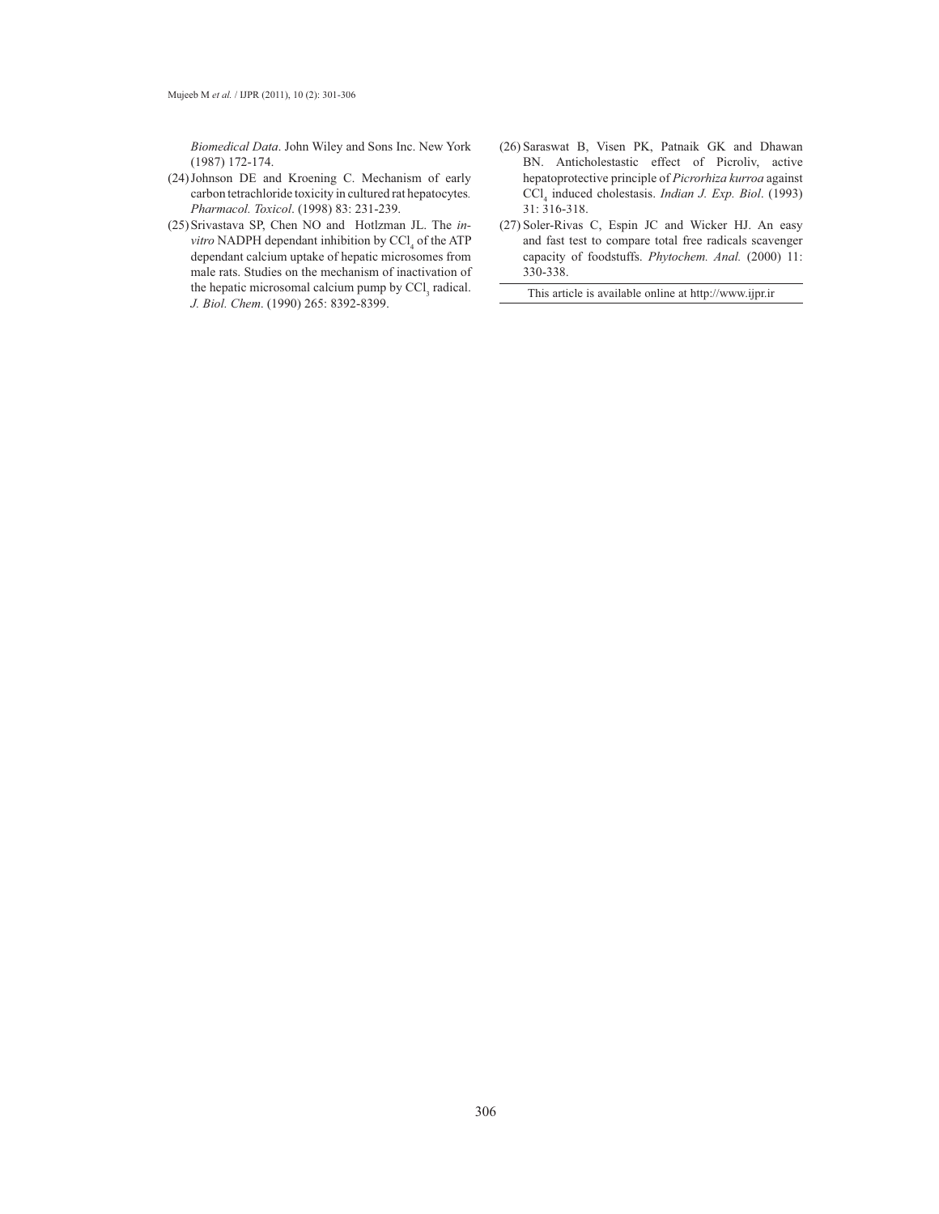*Biomedical Data*. John Wiley and Sons Inc. New York (1987) 172-174.

(24) Johnson DE and Kroening C. Mechanism of early carbon tetrachloride toxicity in cultured rat hepatocytes. *Pharmacol. Toxicol*. (1998) 83: 231-239.

(25) Srivastava SP, Chen NO and Hotlzman JL. The *in-vitro* NADPH dependant inhibition by $CCl_4$ of the ATP dependant calcium uptake of hepatic microsomes from male rats. Studies on the mechanism of inactivation of the hepatic microsomal calcium pump by $CCl_3$ radical. *J. Biol. Chem*. (1990) 265: 8392-8399.

(26) Saraswat B, Visen PK, Patnaik GK and Dhawan BN. Anticholestastic effect of Picroliv, active hepatoprotective principle of *Picrorhiza kurroa* against $CCl_4$ induced cholestasis. *Indian J. Exp. Biol*. (1993) 31: 316-318.

(27) Soler-Rivas C, Espin JC and Wicker HJ. An easy and fast test to compare total free radicals scavenger capacity of foodstuffs. *Phytochem. Anal.* (2000) 11: 330-338.

This article is available online at http://www.ijpr.ir